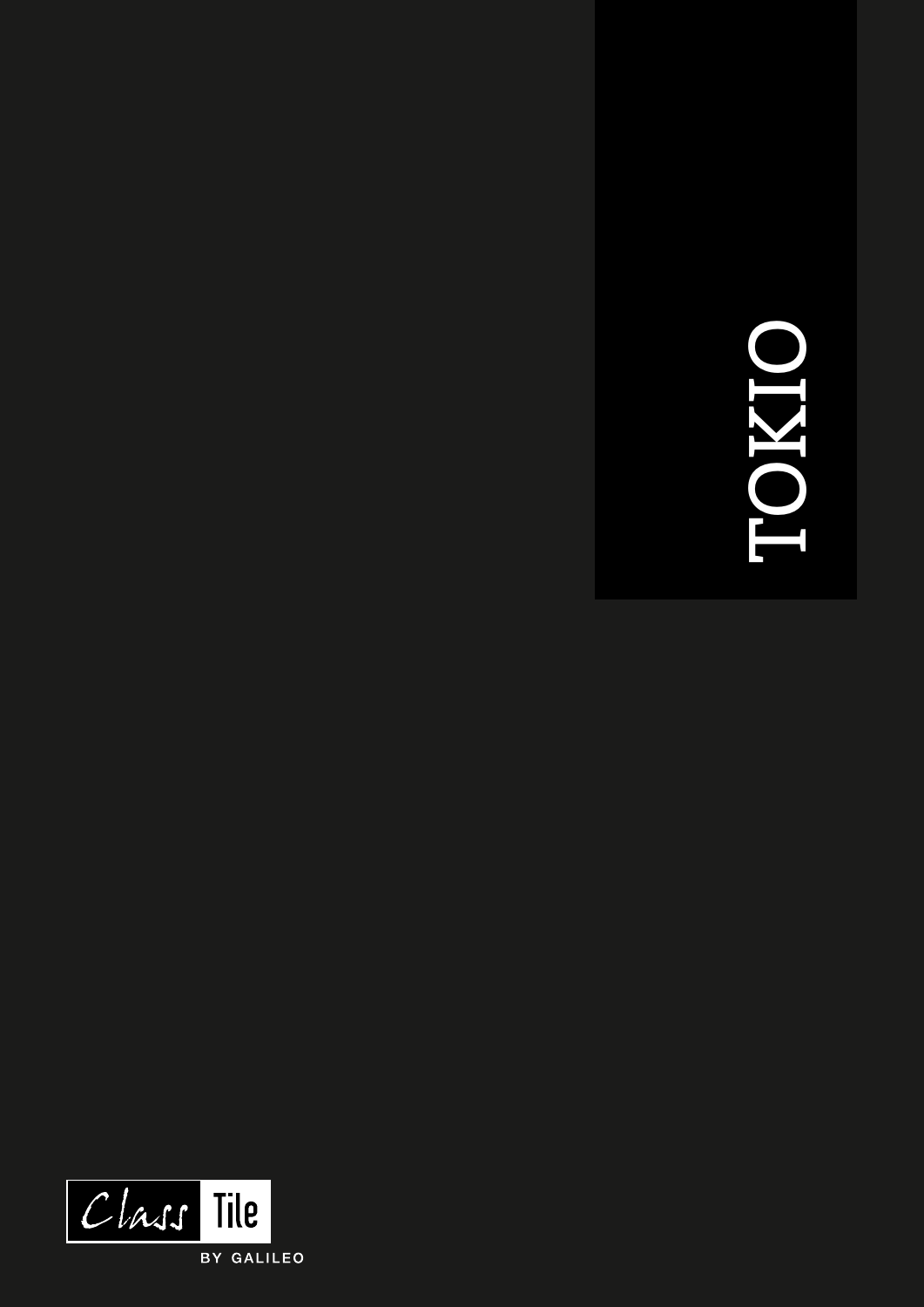# TOKIO

Class Tile

BY GALILEO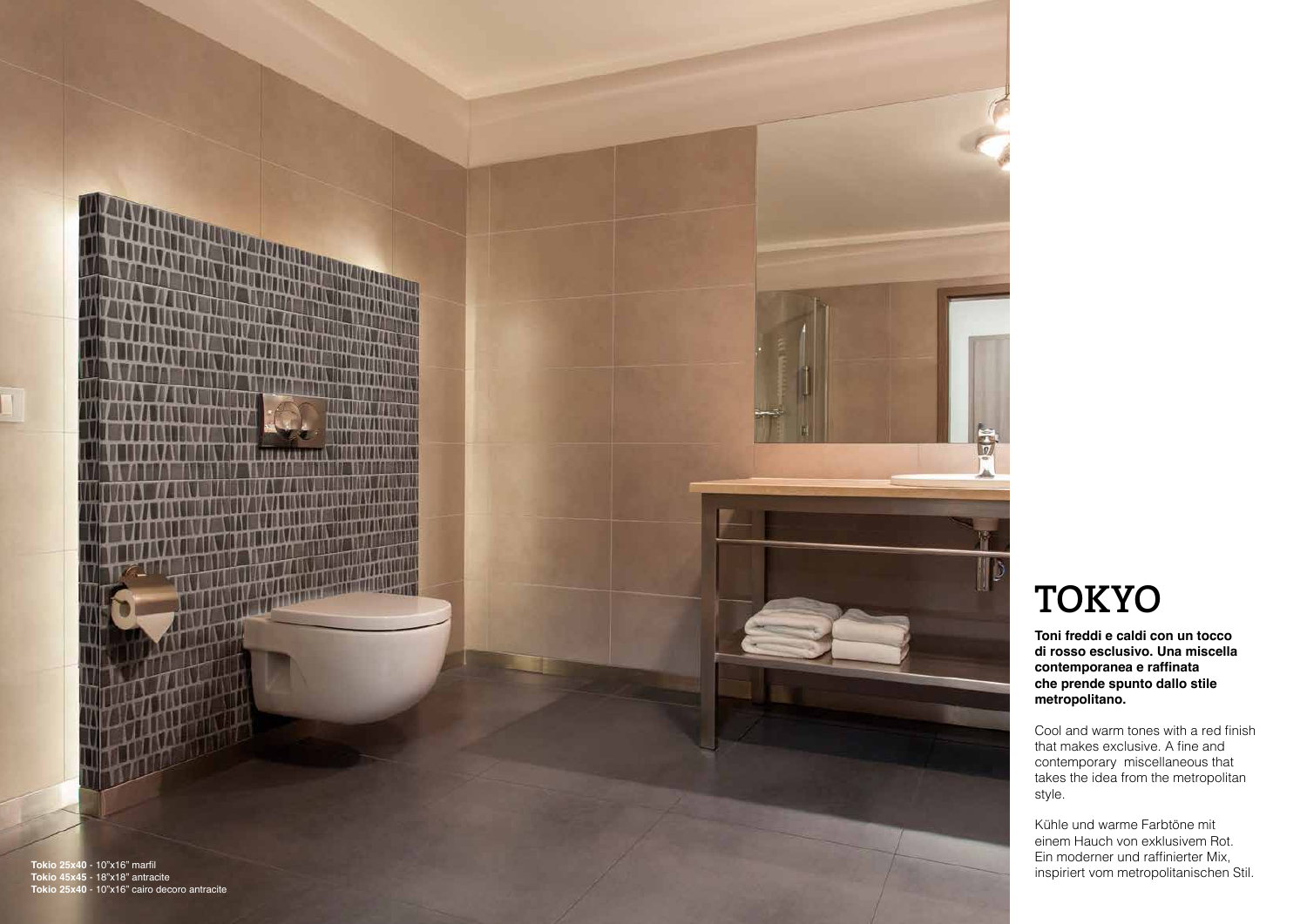**Tokio 25x40** - 10"x16" marfil
**Tokio 45x45** - 18"x18" antracite
**Tokio 25x40** - 10"x16" cairo decoro antracite

# TOKYO

**Toni freddi e caldi con un tocco di rosso esclusivo. Una miscella contemporanea e raffinata che prende spunto dallo stile metropolitano.**

Cool and warm tones with a red finish that makes exclusive. A fine and contemporary miscellaneous that takes the idea from the metropolitan style.

Kühle und warme Farbtöne mit einem Hauch von exklusivem Rot. Ein moderner und raffinierter Mix, inspiriert vom metropolitanischen Stil.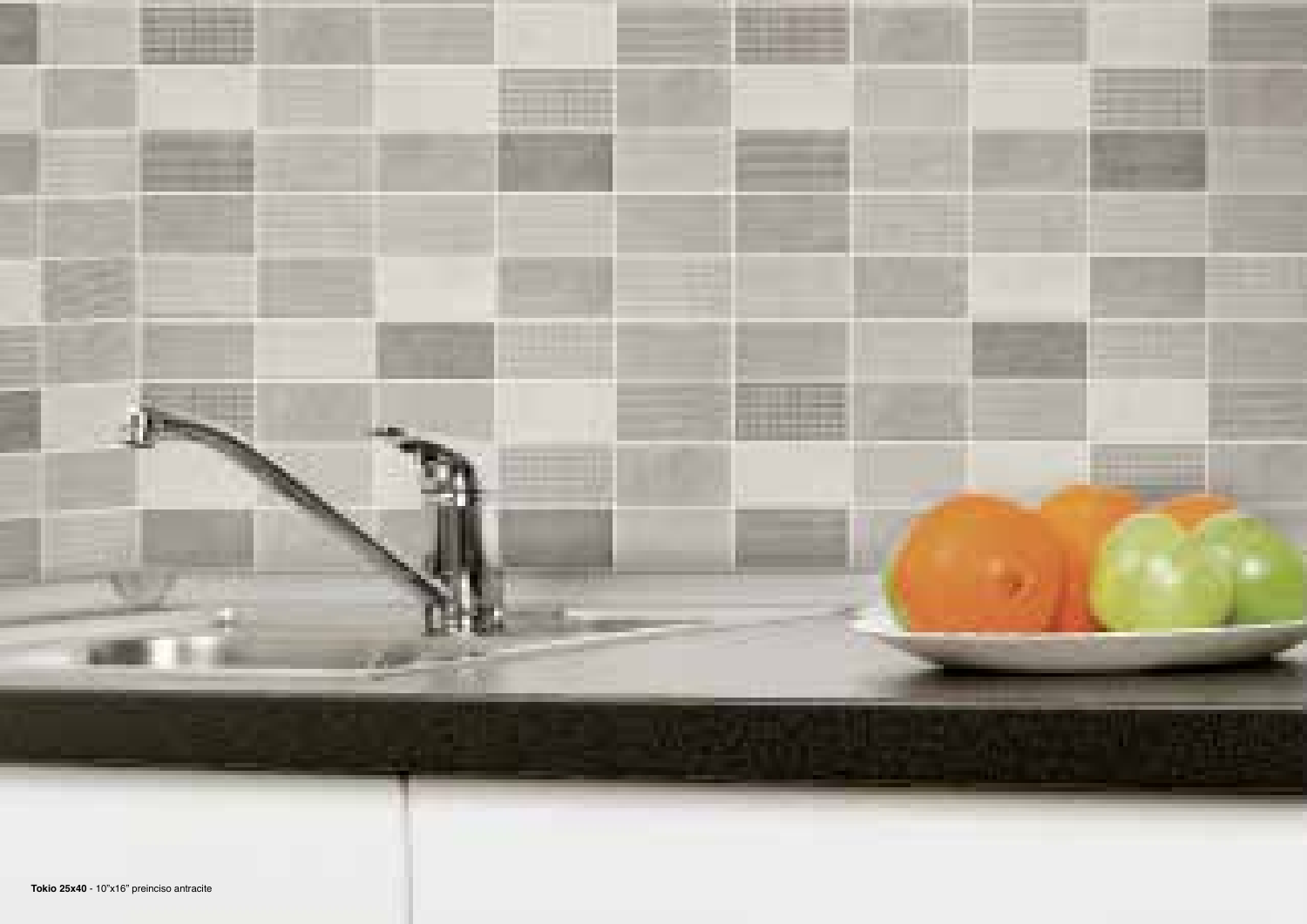**Tokio 25x40** - 10"x16" preinciso antracite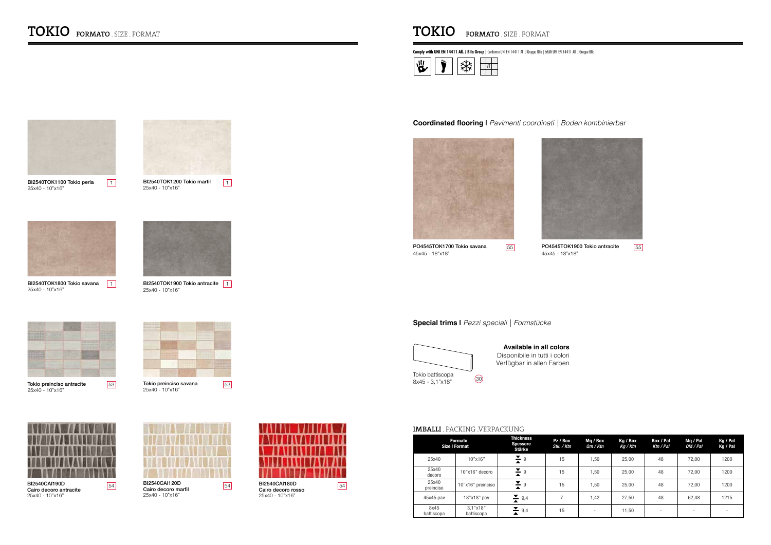# TOKIO FORMATO . SIZE . FORMAT

BI2540TOK1100 Tokio perla 1
25x40 - 10"x16"

BI2540TOK1200 Tokio marfil 1
25x40 - 10"x16"

BI2540TOK1800 Tokio savana 1
25x40 - 10"x16"

BI2540TOK1900 Tokio antracite 1
25x40 - 10"x16"

Tokio preinciso antracite 53
25x40 - 10"x16"

Tokio preinciso savana 53
25x40 - 10"x16"

BI2540CAI190D 54
Cairo decoro antracite
25x40 - 10"x16"

BI2540CAI120D 54
Cairo decoro marfil
25x40 - 10"x16"

BI2540CAI180D 54
Cairo decoro rosso
25x40 - 10"x16"

# TOKIO FORMATO . SIZE . FORMAT

**Comply with UNI EN 14411 All. J BIIa Group |** Conforme UNI EN 14411 All. J Gruppo BIIa | Erfüllt UNI EN 14411 All. J Gruppe BIIa

V1

## Coordinated flooring | *Pavimenti coordinati | Boden kombinierbar*

PO4545TOK1700 Tokio savana 55
45x45 - 18"x18"

PO4545TOK1900 Tokio antracite 55
45x45 - 18"x18"

## Special trims | *Pezzi speciali | Formstücke*

Tokio battiscopa
8x45 - 3,1"x18" 30

**Available in all colors**
Disponibile in tutti i colori
Verfügbar in allen Farben

## IMBALLI . PACKING .VERPACKUNG

| Formato Size I Format | | Thickness Spessore Stärke | Pz / Box *Stk. / Ktn* | Mq / Box *Qm / Ktn* | Kg / Box *Kg / Ktn* | Box / Pal *Ktn / Pal* | Mq / Pal *QM / Pal* | Kg / Pal *Kg / Pal* |
|---|---|---|---|---|---|---|---|---|
| 25x40 | 10"x16" | 9 | 15 | 1,50 | 25,00 | 48 | 72,00 | 1200 |
| 25x40 decoro | 10"x16" decoro | 9 | 15 | 1,50 | 25,00 | 48 | 72,00 | 1200 |
| 25x40 preinciso | 10"x16" preinciso | 9 | 15 | 1,50 | 25,00 | 48 | 72,00 | 1200 |
| 45x45 pav | 18"x18" pav | 9,4 | 7 | 1,42 | 27,50 | 48 | 62,48 | 1215 |
| 8x45 battiscopa | 3,1"x18" battiscopa | 9,4 | 15 | - | 11,50 | - | - | - |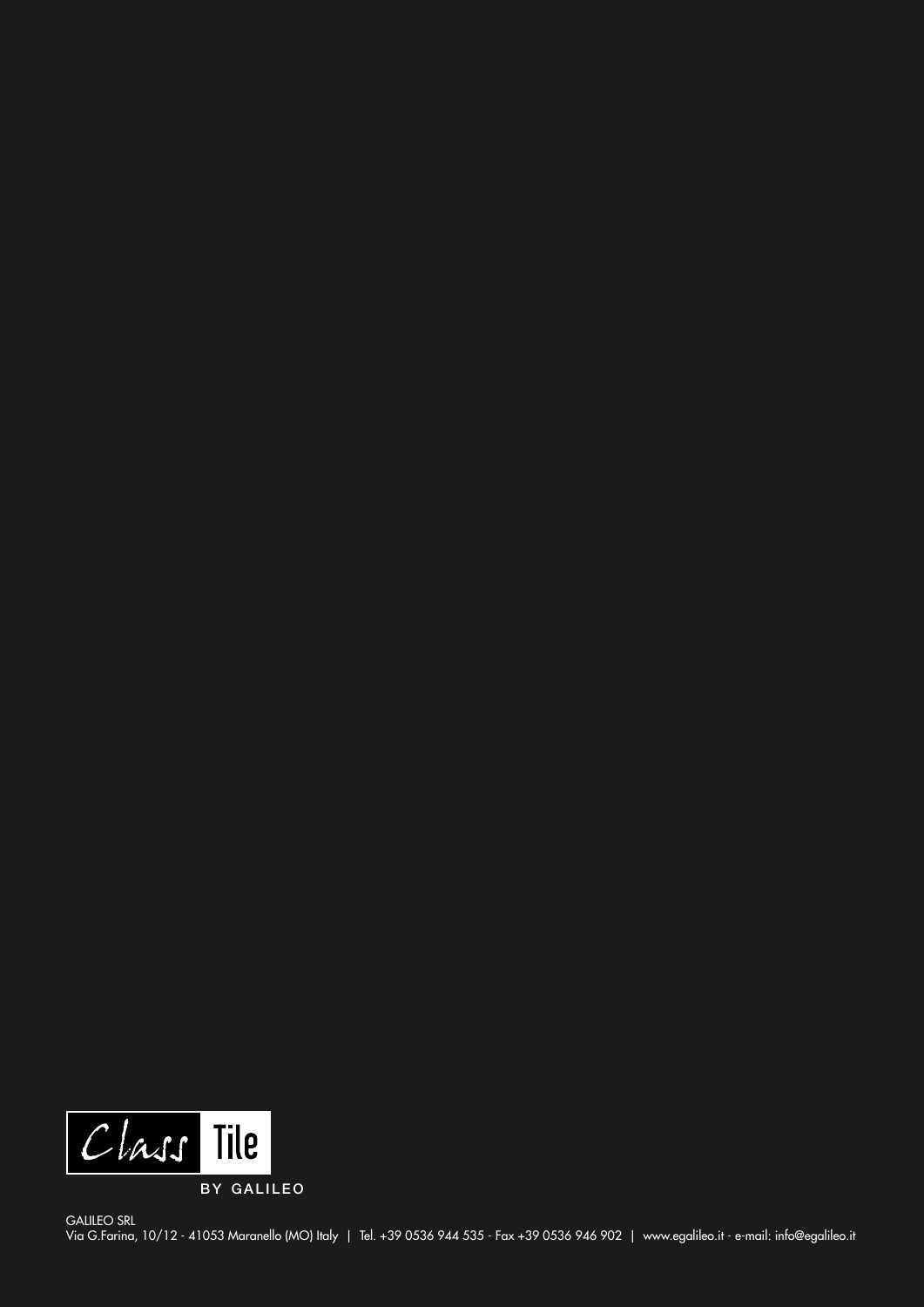Class Tile

BY GALILEO

GALILEO SRL
Via G.Farina, 10/12 - 41053 Maranello (MO) Italy | Tel. +39 0536 944 535 - Fax +39 0536 946 902 | www.egalileo.it - e-mail: info@egalileo.it